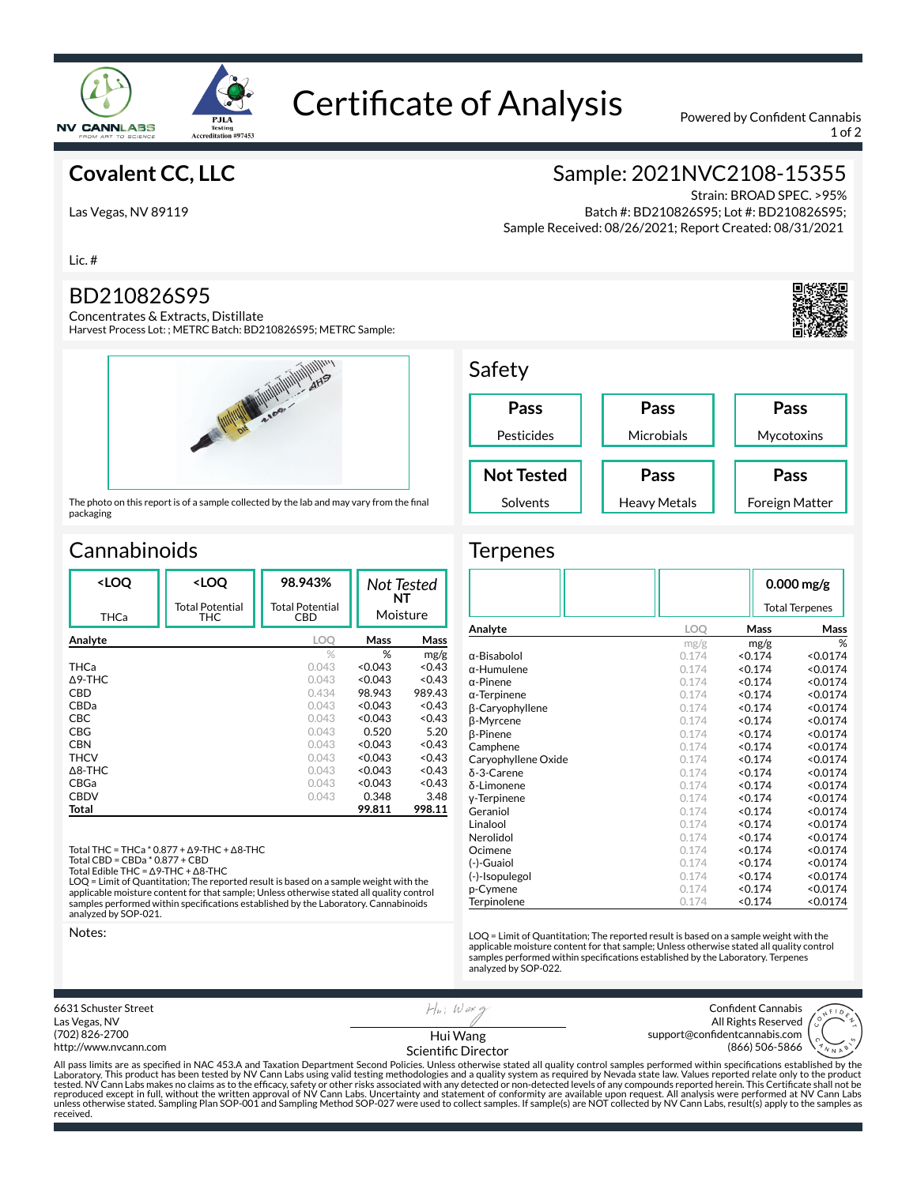# Certificate of Analysis

Powered by Confident Cannabis

## Covalent CC, LLC

Las Vegas, NV 89119

Lic. #

## Sample: 2021NVC2108-15355

Strain: BROAD SPEC. >95%
Batch #: BD210826S95; Lot #: BD210826S95;
Sample Received: 08/26/2021; Report Created: 08/31/2021

## BD210826S95

Concentrates & Extracts, Distillate
Harvest Process Lot: ; METRC Batch: BD210826S95; METRC Sample:

The photo on this report is of a sample collected by the lab and may vary from the final packaging

## Safety

| Pass | Pass | Pass |
|---|---|---|
| Pesticides | Microbials | Mycotoxins |
| **Not Tested** | **Pass** | **Pass** |
| Solvents | Heavy Metals | Foreign Matter |

## Cannabinoids

| <LOQ | <LOQ | 98.943% | Not Tested NT |
|---|---|---|---|
| THCa | Total Potential THC | Total Potential CBD | Moisture |

| Analyte | LOQ | Mass | Mass |
|---|---|---|---|
| | % | % | mg/g |
| THCa | 0.043 | <0.043 | <0.43 |
| Δ9-THC | 0.043 | <0.043 | <0.43 |
| CBD | 0.434 | 98.943 | 989.43 |
| CBDa | 0.043 | <0.043 | <0.43 |
| CBC | 0.043 | <0.043 | <0.43 |
| CBG | 0.043 | 0.520 | 5.20 |
| CBN | 0.043 | <0.043 | <0.43 |
| THCV | 0.043 | <0.043 | <0.43 |
| Δ8-THC | 0.043 | <0.043 | <0.43 |
| CBGa | 0.043 | <0.043 | <0.43 |
| CBDV | 0.043 | 0.348 | 3.48 |
| **Total** | | **99.811** | **998.11** |

Total THC = THCa * 0.877 + Δ9-THC + Δ8-THC
Total CBD = CBDa * 0.877 + CBD
Total Edible THC = Δ9-THC + Δ8-THC
LOQ = Limit of Quantitation; The reported result is based on a sample weight with the applicable moisture content for that sample; Unless otherwise stated all quality control samples performed within specifications established by the Laboratory. Cannabinoids analyzed by SOP-021.

Notes:

## Terpenes

**0.000 mg/g**
Total Terpenes

| Analyte | LOQ | Mass | Mass |
|---|---|---|---|
| | mg/g | mg/g | % |
| α-Bisabolol | 0.174 | <0.174 | <0.0174 |
| α-Humulene | 0.174 | <0.174 | <0.0174 |
| α-Pinene | 0.174 | <0.174 | <0.0174 |
| α-Terpinene | 0.174 | <0.174 | <0.0174 |
| β-Caryophyllene | 0.174 | <0.174 | <0.0174 |
| β-Myrcene | 0.174 | <0.174 | <0.0174 |
| β-Pinene | 0.174 | <0.174 | <0.0174 |
| Camphene | 0.174 | <0.174 | <0.0174 |
| Caryophyllene Oxide | 0.174 | <0.174 | <0.0174 |
| δ-3-Carene | 0.174 | <0.174 | <0.0174 |
| δ-Limonene | 0.174 | <0.174 | <0.0174 |
| γ-Terpinene | 0.174 | <0.174 | <0.0174 |
| Geraniol | 0.174 | <0.174 | <0.0174 |
| Linalool | 0.174 | <0.174 | <0.0174 |
| Nerolidol | 0.174 | <0.174 | <0.0174 |
| Ocimene | 0.174 | <0.174 | <0.0174 |
| (-)-Guaiol | 0.174 | <0.174 | <0.0174 |
| (-)-Isopulegol | 0.174 | <0.174 | <0.0174 |
| p-Cymene | 0.174 | <0.174 | <0.0174 |
| Terpinolene | 0.174 | <0.174 | <0.0174 |

LOQ = Limit of Quantitation; The reported result is based on a sample weight with the applicable moisture content for that sample; Unless otherwise stated all quality control samples performed within specifications established by the Laboratory. Terpenes analyzed by SOP-022.

6631 Schuster Street
Las Vegas, NV
(702) 826-2700
http://www.nvcann.com

Hui Wang
Scientific Director

Confident Cannabis
All Rights Reserved
support@confidentcannabis.com
(866) 506-5866

All pass limits are as specified in NAC 453.A and Taxation Department Second Policies. Unless otherwise stated all quality control samples performed within specifications established by the Laboratory. This product has been tested by NV Cann Labs using valid testing methodologies and a quality system as required by Nevada state law. Values reported relate only to the product tested. NV Cann Labs makes no claims as to the efficacy, safety or other risks associated with any detected or non-detected levels of any compounds reported herein. This Certificate shall not be reproduced except in full, without the written approval of NV Cann Labs. Uncertainty and statement of conformity are available upon request. All analysis were performed at NV Cann Labs unless otherwise stated. Sampling Plan SOP-001 and Sampling Method SOP-027 were used to collect samples. If sample(s) are NOT collected by NV Cann Labs, result(s) apply to the samples as received.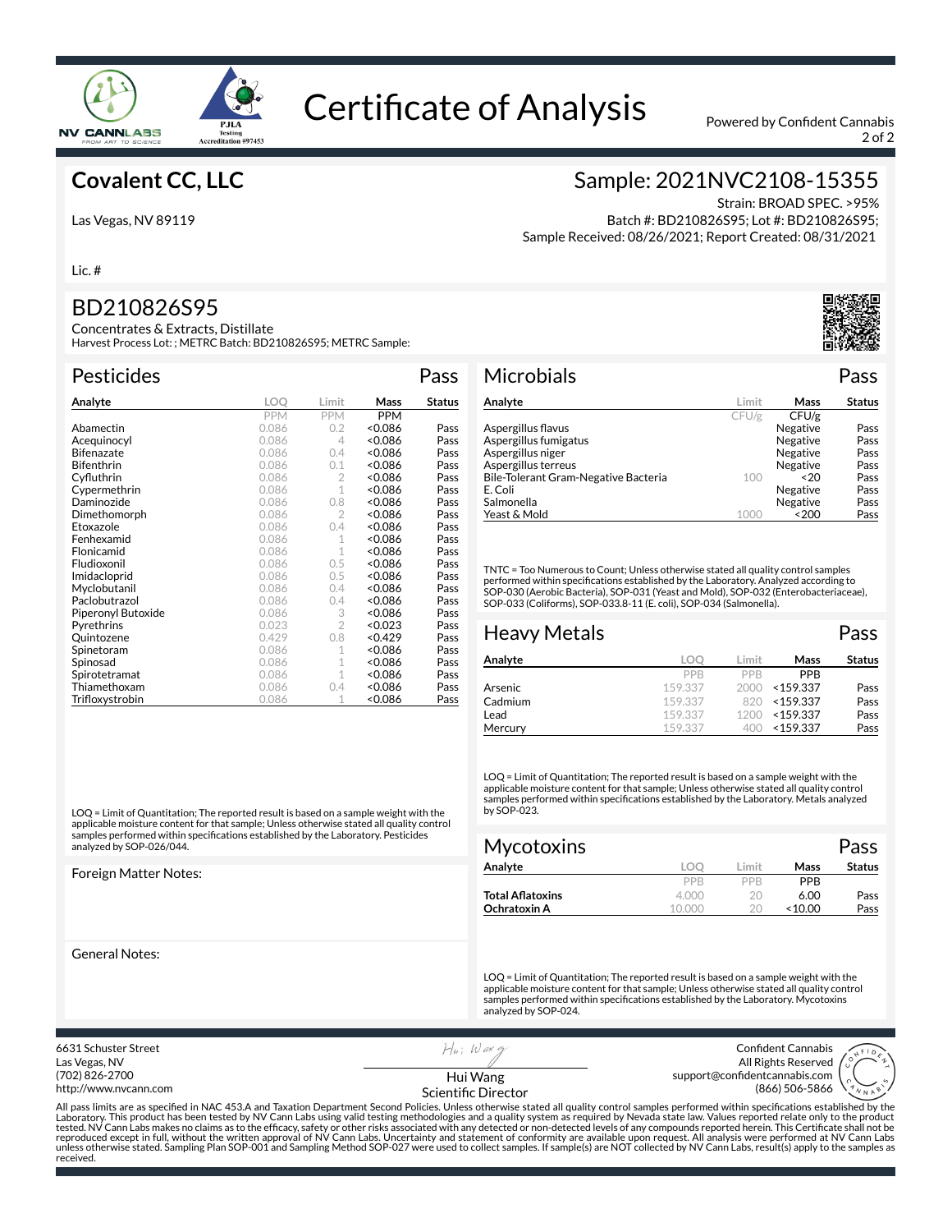# Certificate of Analysis

Powered by Confident Cannabis

## Covalent CC, LLC

Las Vegas, NV 89119

Lic. #

## Sample: 2021NVC2108-15355

Strain: BROAD SPEC. >95%
Batch #: BD210826S95; Lot #: BD210826S95;
Sample Received: 08/26/2021; Report Created: 08/31/2021

## BD210826S95

Concentrates & Extracts, Distillate
Harvest Process Lot: ; METRC Batch: BD210826S95; METRC Sample:

### Pesticides — Pass

| Analyte | LOQ | Limit | Mass | Status |
|---|---|---|---|---|
| | PPM | PPM | PPM | |
| Abamectin | 0.086 | 0.2 | <0.086 | Pass |
| Acequinocyl | 0.086 | 4 | <0.086 | Pass |
| Bifenazate | 0.086 | 0.4 | <0.086 | Pass |
| Bifenthrin | 0.086 | 0.1 | <0.086 | Pass |
| Cyfluthrin | 0.086 | 2 | <0.086 | Pass |
| Cypermethrin | 0.086 | 1 | <0.086 | Pass |
| Daminozide | 0.086 | 0.8 | <0.086 | Pass |
| Dimethomorph | 0.086 | 2 | <0.086 | Pass |
| Etoxazole | 0.086 | 0.4 | <0.086 | Pass |
| Fenhexamid | 0.086 | 1 | <0.086 | Pass |
| Flonicamid | 0.086 | 1 | <0.086 | Pass |
| Fludioxonil | 0.086 | 0.5 | <0.086 | Pass |
| Imidacloprid | 0.086 | 0.5 | <0.086 | Pass |
| Myclobutanil | 0.086 | 0.4 | <0.086 | Pass |
| Paclobutrazol | 0.086 | 0.4 | <0.086 | Pass |
| Piperonyl Butoxide | 0.086 | 3 | <0.086 | Pass |
| Pyrethrins | 0.023 | 2 | <0.023 | Pass |
| Quintozene | 0.429 | 0.8 | <0.429 | Pass |
| Spinetoram | 0.086 | 1 | <0.086 | Pass |
| Spinosad | 0.086 | 1 | <0.086 | Pass |
| Spirotetramat | 0.086 | 1 | <0.086 | Pass |
| Thiamethoxam | 0.086 | 0.4 | <0.086 | Pass |
| Trifloxystrobin | 0.086 | 1 | <0.086 | Pass |

LOQ = Limit of Quantitation; The reported result is based on a sample weight with the applicable moisture content for that sample; Unless otherwise stated all quality control samples performed within specifications established by the Laboratory. Pesticides analyzed by SOP-026/044.

Foreign Matter Notes:

General Notes:

### Microbials — Pass

| Analyte | Limit | Mass | Status |
|---|---|---|---|
| | CFU/g | CFU/g | |
| Aspergillus flavus | | Negative | Pass |
| Aspergillus fumigatus | | Negative | Pass |
| Aspergillus niger | | Negative | Pass |
| Aspergillus terreus | | Negative | Pass |
| Bile-Tolerant Gram-Negative Bacteria | 100 | <20 | Pass |
| E. Coli | | Negative | Pass |
| Salmonella | | Negative | Pass |
| Yeast & Mold | 1000 | <200 | Pass |

TNTC = Too Numerous to Count; Unless otherwise stated all quality control samples performed within specifications established by the Laboratory. Analyzed according to SOP-030 (Aerobic Bacteria), SOP-031 (Yeast and Mold), SOP-032 (Enterobacteriaceae), SOP-033 (Coliforms), SOP-033.8-11 (E. coli), SOP-034 (Salmonella).

### Heavy Metals — Pass

| Analyte | LOQ | Limit | Mass | Status |
|---|---|---|---|---|
| | PPB | PPB | PPB | |
| Arsenic | 159.337 | 2000 | <159.337 | Pass |
| Cadmium | 159.337 | 820 | <159.337 | Pass |
| Lead | 159.337 | 1200 | <159.337 | Pass |
| Mercury | 159.337 | 400 | <159.337 | Pass |

LOQ = Limit of Quantitation; The reported result is based on a sample weight with the applicable moisture content for that sample; Unless otherwise stated all quality control samples performed within specifications established by the Laboratory. Metals analyzed by SOP-023.

### Mycotoxins — Pass

| Analyte | LOQ | Limit | Mass | Status |
|---|---|---|---|---|
| | PPB | PPB | PPB | |
| **Total Aflatoxins** | 4.000 | 20 | 6.00 | Pass |
| **Ochratoxin A** | 10.000 | 20 | <10.00 | Pass |

LOQ = Limit of Quantitation; The reported result is based on a sample weight with the applicable moisture content for that sample; Unless otherwise stated all quality control samples performed within specifications established by the Laboratory. Mycotoxins analyzed by SOP-024.

6631 Schuster Street
Las Vegas, NV
(702) 826-2700
http://www.nvcann.com

Hui Wang
Scientific Director

Confident Cannabis
All Rights Reserved
support@confidentcannabis.com
(866) 506-5866

All pass limits are as specified in NAC 453.A and Taxation Department Second Policies. Unless otherwise stated all quality control samples performed within specifications established by the Laboratory. This product has been tested by NV Cann Labs using valid testing methodologies and a quality system as required by Nevada state law. Values reported relate only to the product tested. NV Cann Labs makes no claims as to the efficacy, safety or other risks associated with any detected or non-detected levels of any compounds reported herein. This Certificate shall not be reproduced except in full, without the written approval of NV Cann Labs. Uncertainty and statement of conformity are available upon request. All analysis were performed at NV Cann Labs unless otherwise stated. Sampling Plan SOP-001 and Sampling Method SOP-027 were used to collect samples. If sample(s) are NOT collected by NV Cann Labs, result(s) apply to the samples as received.